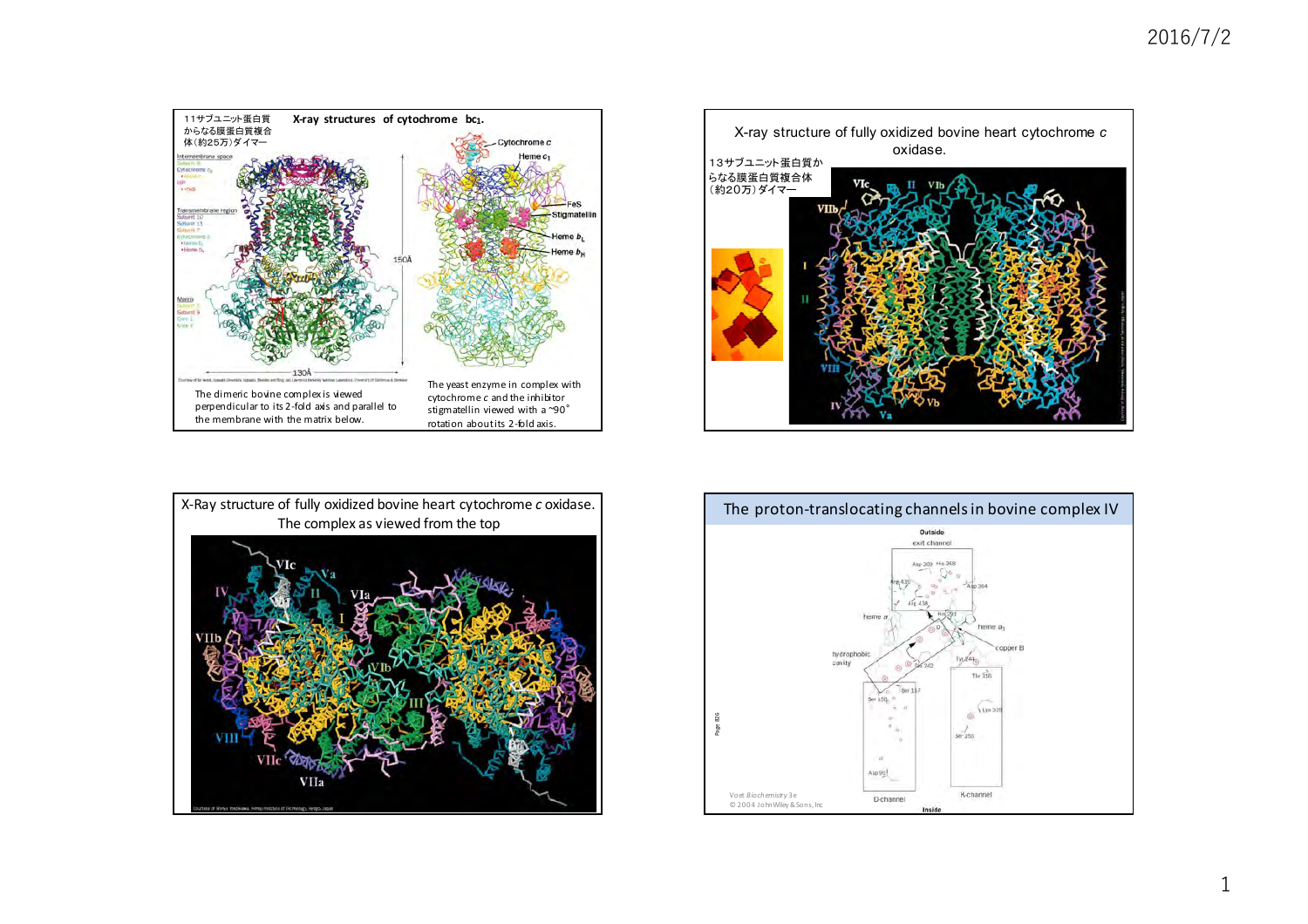## 11サブユニット蛋白質からなる膜蛋白質複合体（約25万）ダイマー

### X-ray structures of cytochrome $bc_1$.

Intermembrane space
Transmembrane region
Matrix

150Å
130Å

Cytochrome *c*
Heme $c_1$
FeS
Stigmatellin
Heme $b_L$
Heme $b_H$

The dimeric bovine complex is viewed perpendicular to its 2-fold axis and parallel to the membrane with the matrix below.

The yeast enzyme in complex with cytochrome *c* and the inhibitor stigmatellin viewed with a ~90° rotation about its 2-fold axis.

## X-ray structure of fully oxidized bovine heart cytochrome *c* oxidase.

13サブユニット蛋白質からなる膜蛋白質複合体（約20万）ダイマー

VIc II VIb VIIb I II VIII IV Va Vb

## X-Ray structure of fully oxidized bovine heart cytochrome *c* oxidase. The complex as viewed from the top

VIc Va IV II VIa I VIIb VIb III VIII VIIc VIIa

## The proton-translocating channels in bovine complex IV

Outside
exit channel
Asp 369 His 368
Arg 439
Asp 364
Arg 438
heme *a*
His 291
heme $a_3$
copper B
hydrophobic cavity
Tyr 244
Glu 242
Thr 316
Ser 157
Ser 156
Lys 319
Ser 255
Asp 91
D-channel
K-channel
Inside

Page 826

Voet *Biochemistry* 3e
© 2004 John Wiley & Sons, Inc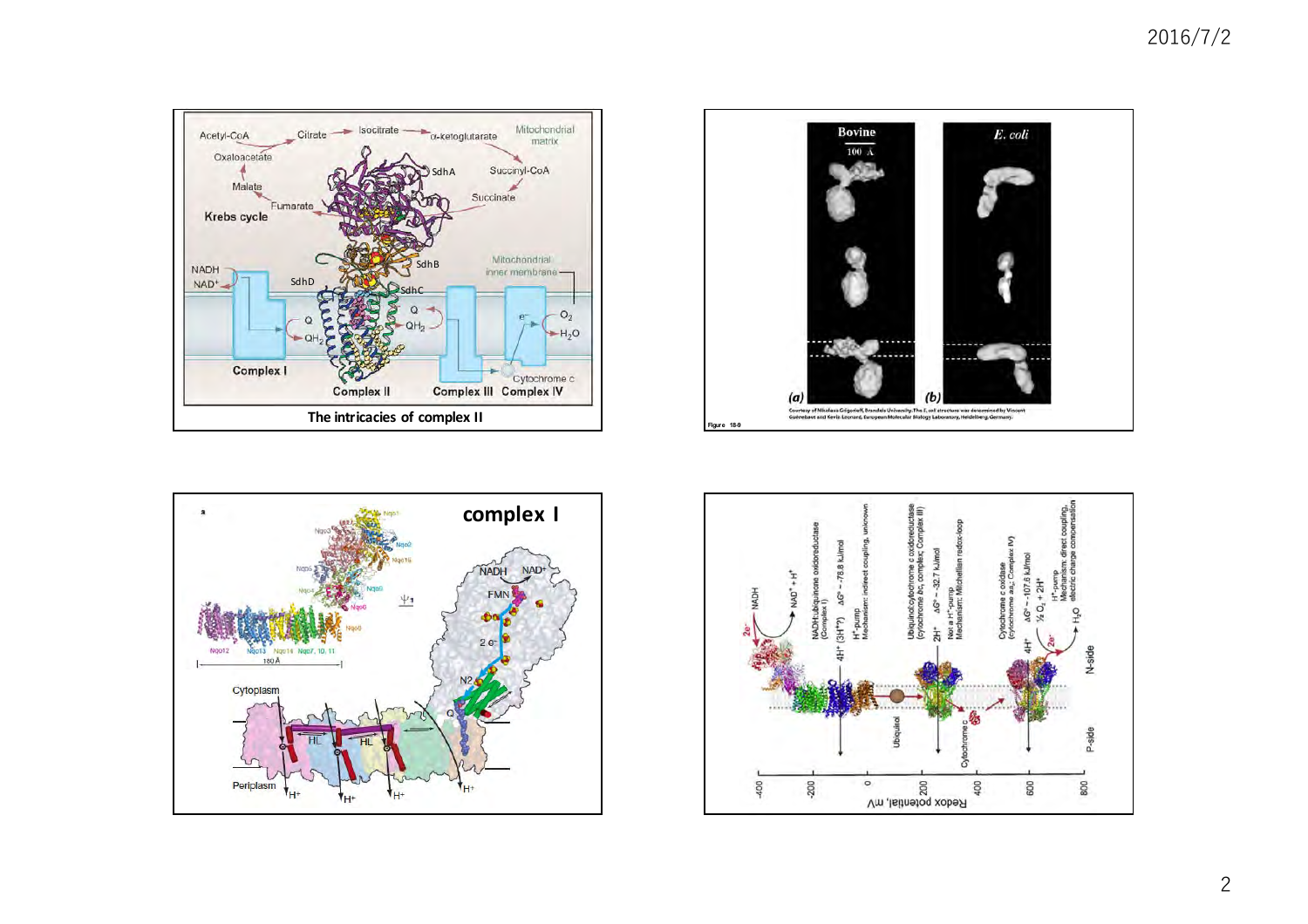The intricacies of complex II

complex I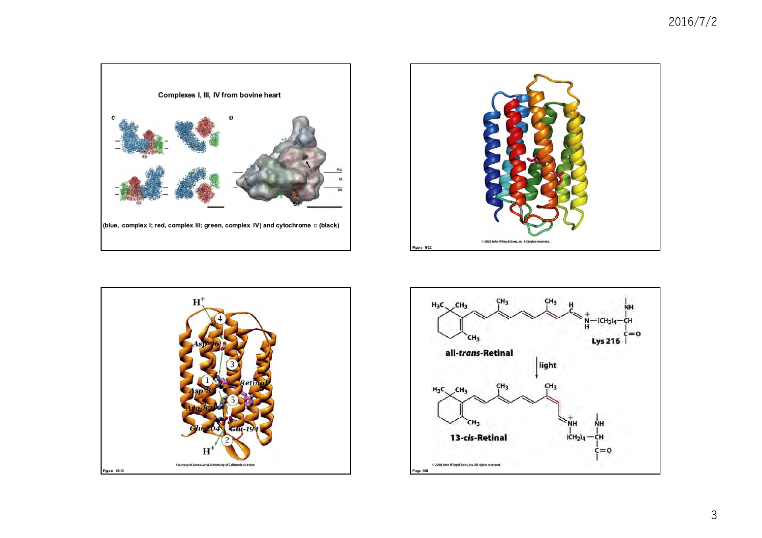**Complexes I, III, IV from bovine heart**

(blue, complex I; red, complex III; green, complex IV) and cytochrome c (black)

Figure 9-22

© 2008 John Wiley & Sons, Inc. All rights reserved.

Figure 18-12

Courtesy of Janos Lanyi, University of California at Irvine

**all-*trans*-Retinal**

light

**13-*cis*-Retinal**

Lys 216

Page 608

© 2008 John Wiley & Sons, Inc. All rights reserved.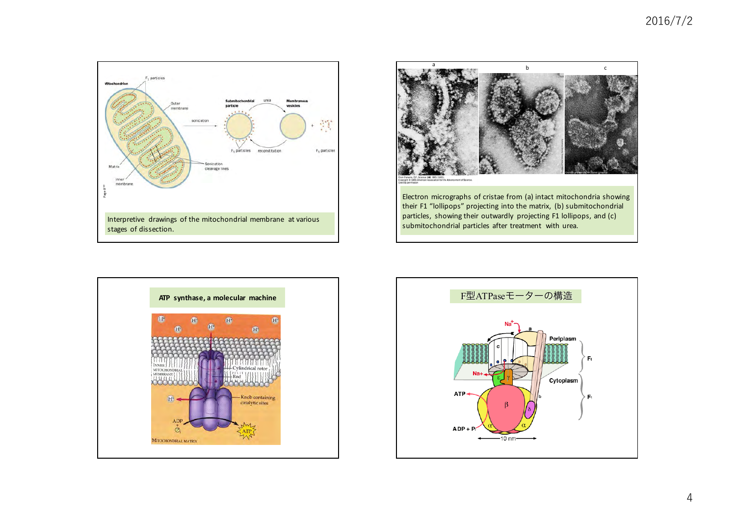Interpretive drawings of the mitochondrial membrane at various stages of dissection.

Electron micrographs of cristae from (a) intact mitochondria showing their F1 "lollipops" projecting into the matrix, (b) submitochondrial particles, showing their outwardly projecting F1 lollipops, and (c) submitochondrial particles after treatment with urea.

## ATP synthase, a molecular machine

## F型ATPaseモーターの構造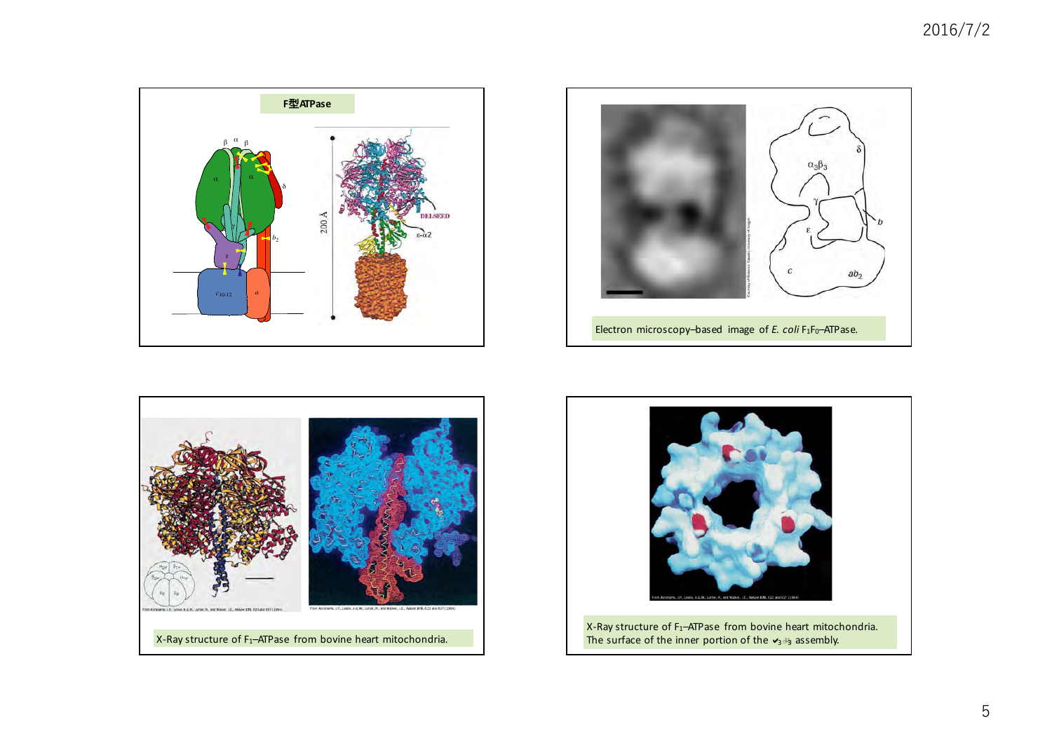F型ATPase

Electron microscopy–based image of *E. coli* $F_1F_0$–ATPase.

X-Ray structure of $F_1$–ATPase from bovine heart mitochondria.

X-Ray structure of $F_1$–ATPase from bovine heart mitochondria.
The surface of the inner portion of the $\alpha_3\beta_3$ assembly.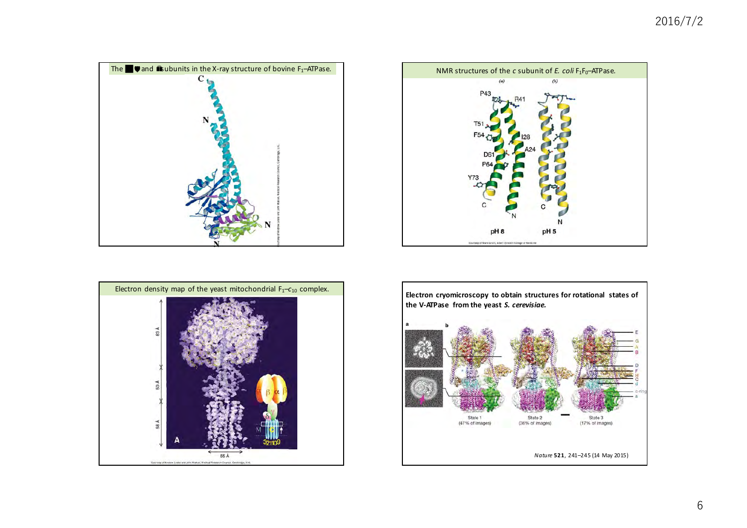The ■ ♥ and ♣ subunits in the X-ray structure of bovine $F_1$–ATPase.

NMR structures of the *c* subunit of *E. coli* $F_1F_0$–ATPase.

Electron density map of the yeast mitochondrial $F_1$–$c_{10}$ complex.

**Electron cryomicroscopy to obtain structures for rotational states of the V-ATPase from the yeast *S. cerevisiae.***

*Nature* **521**, 241–245 (14 May 2015)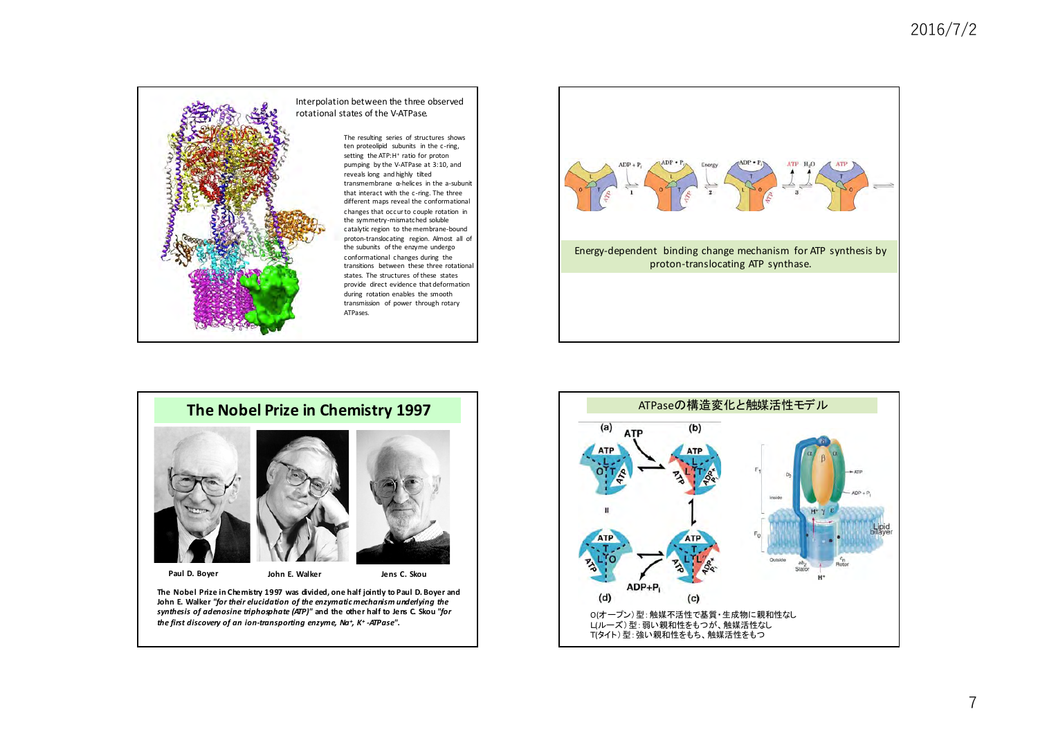Interpolation between the three observed rotational states of the V-ATPase.

The resulting series of structures shows ten proteolipid subunits in the c-ring, setting the ATP:$H^+$ ratio for proton pumping by the V-ATPase at 3:10, and reveals long and highly tilted transmembrane α-helices in the a-subunit that interact with the c-ring. The three different maps reveal the conformational changes that occur to couple rotation in the symmetry-mismatched soluble catalytic region to the membrane-bound proton-translocating region. Almost all of the subunits of the enzyme undergo conformational changes during the transitions between these three rotational states. The structures of these states provide direct evidence that deformation during rotation enables the smooth transmission of power through rotary ATPases.

Energy-dependent binding change mechanism for ATP synthesis by proton-translocating ATP synthase.

## The Nobel Prize in Chemistry 1997

Paul D. Boyer　　John E. Walker　　Jens C. Skou

**The Nobel Prize in Chemistry 1997 was divided, one half jointly to Paul D. Boyer and John E. Walker *"for their elucidation of the enzymatic mechanism underlying the synthesis of adenosine triphosphate (ATP)"* and the other half to Jens C. Skou *"for the first discovery of an ion-transporting enzyme, $Na^+$, $K^+$-ATPase"*.**

## ATPaseの構造変化と触媒活性モデル

O(オープン）型：触媒不活性で基質・生成物に親和性なし
L(ルーズ）型：弱い親和性をもつが、触媒活性なし
T(タイト）型：強い親和性をもち、触媒活性をもつ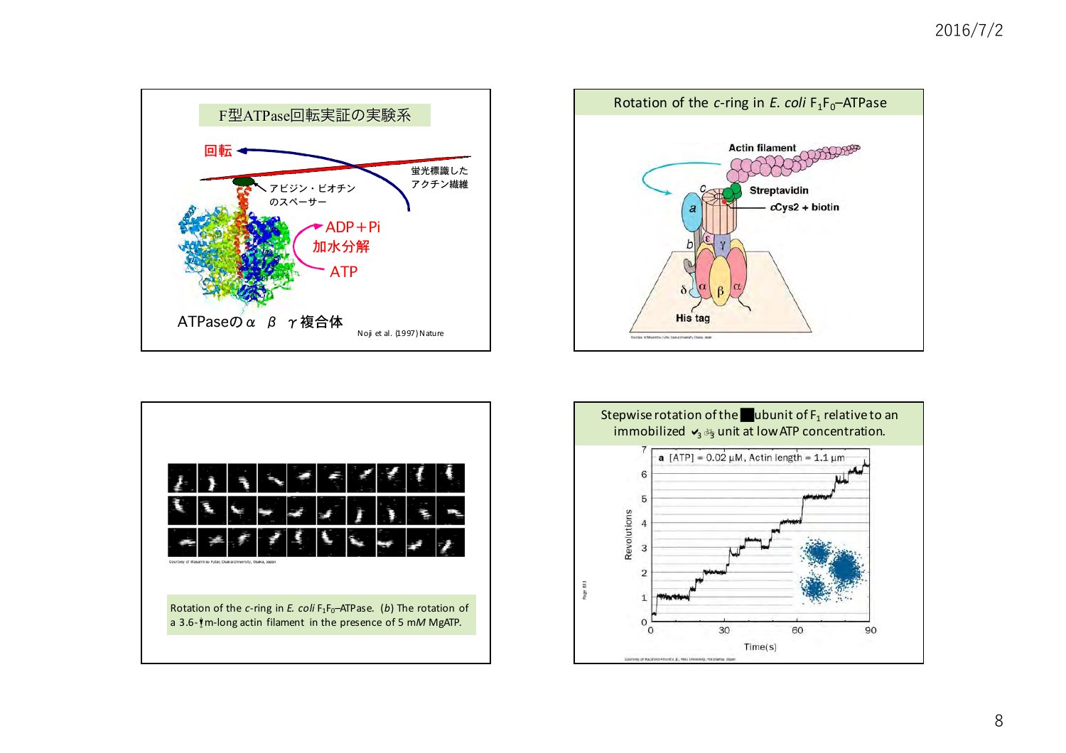## F型ATPase回転実証の実験系

回転

蛍光標識したアクチン繊維

アビジン・ビオチンのスペーサー

ADP＋Pi

加水分解

ATP

ATPaseのα β γ複合体

Noji et al. (1997) Nature

## Rotation of the *c*-ring in *E. coli* $F_1F_0$–ATPase

Actin filament

Streptavidin

*c*Cys2 + biotin

a

c

b

ε

γ

δ

α

β

α

His tag

Rotation of the *c*-ring in *E. coli* $F_1F_0$–ATPase. (*b*) The rotation of a 3.6-μm-long actin filament in the presence of 5 m*M* MgATP.

## Stepwise rotation of the γ subunit of $F_1$ relative to an immobilized $\alpha_3\beta_3$ unit at low ATP concentration.

a [ATP] = 0.02 μM, Actin length = 1.1 μm

Revolutions

0
1
2
3
4
5
6
7

Time(s)

0
30
60
90